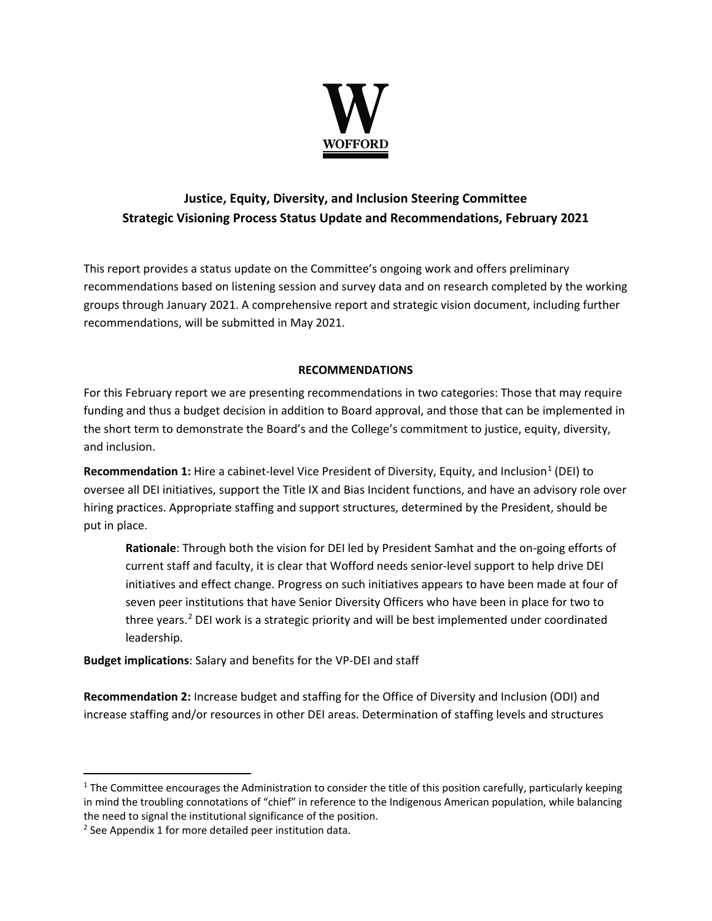**WOFFORD**

## Justice, Equity, Diversity, and Inclusion Steering Committee
## Strategic Visioning Process Status Update and Recommendations, February 2021

This report provides a status update on the Committee's ongoing work and offers preliminary recommendations based on listening session and survey data and on research completed by the working groups through January 2021. A comprehensive report and strategic vision document, including further recommendations, will be submitted in May 2021.

### RECOMMENDATIONS

For this February report we are presenting recommendations in two categories: Those that may require funding and thus a budget decision in addition to Board approval, and those that can be implemented in the short term to demonstrate the Board's and the College's commitment to justice, equity, diversity, and inclusion.

**Recommendation 1:** Hire a cabinet-level Vice President of Diversity, Equity, and Inclusion[1] (DEI) to oversee all DEI initiatives, support the Title IX and Bias Incident functions, and have an advisory role over hiring practices. Appropriate staffing and support structures, determined by the President, should be put in place.

> **Rationale**: Through both the vision for DEI led by President Samhat and the on-going efforts of current staff and faculty, it is clear that Wofford needs senior-level support to help drive DEI initiatives and effect change. Progress on such initiatives appears to have been made at four of seven peer institutions that have Senior Diversity Officers who have been in place for two to three years.[2] DEI work is a strategic priority and will be best implemented under coordinated leadership.

**Budget implications**: Salary and benefits for the VP-DEI and staff

**Recommendation 2:** Increase budget and staffing for the Office of Diversity and Inclusion (ODI) and increase staffing and/or resources in other DEI areas. Determination of staffing levels and structures

---

[1] The Committee encourages the Administration to consider the title of this position carefully, particularly keeping in mind the troubling connotations of "chief" in reference to the Indigenous American population, while balancing the need to signal the institutional significance of the position.

[2] See Appendix 1 for more detailed peer institution data.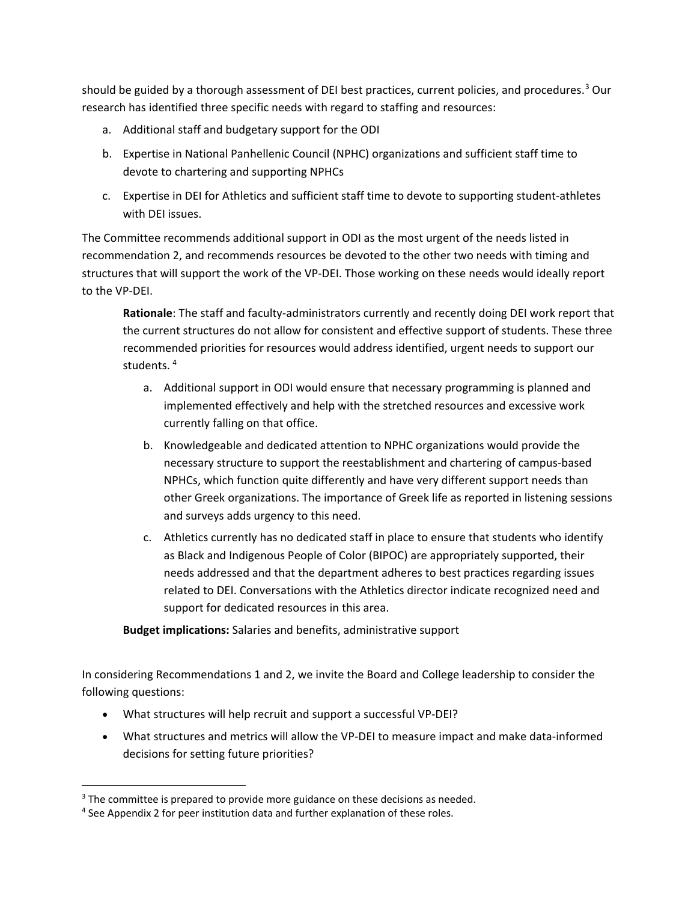should be guided by a thorough assessment of DEI best practices, current policies, and procedures.[3] Our research has identified three specific needs with regard to staffing and resources:

a. Additional staff and budgetary support for the ODI

b. Expertise in National Panhellenic Council (NPHC) organizations and sufficient staff time to devote to chartering and supporting NPHCs

c. Expertise in DEI for Athletics and sufficient staff time to devote to supporting student-athletes with DEI issues.

The Committee recommends additional support in ODI as the most urgent of the needs listed in recommendation 2, and recommends resources be devoted to the other two needs with timing and structures that will support the work of the VP-DEI. Those working on these needs would ideally report to the VP-DEI.

> **Rationale**: The staff and faculty-administrators currently and recently doing DEI work report that the current structures do not allow for consistent and effective support of students. These three recommended priorities for resources would address identified, urgent needs to support our students. [4]
>
> a. Additional support in ODI would ensure that necessary programming is planned and implemented effectively and help with the stretched resources and excessive work currently falling on that office.
>
> b. Knowledgeable and dedicated attention to NPHC organizations would provide the necessary structure to support the reestablishment and chartering of campus-based NPHCs, which function quite differently and have very different support needs than other Greek organizations. The importance of Greek life as reported in listening sessions and surveys adds urgency to this need.
>
> c. Athletics currently has no dedicated staff in place to ensure that students who identify as Black and Indigenous People of Color (BIPOC) are appropriately supported, their needs addressed and that the department adheres to best practices regarding issues related to DEI. Conversations with the Athletics director indicate recognized need and support for dedicated resources in this area.
>
> **Budget implications:** Salaries and benefits, administrative support

In considering Recommendations 1 and 2, we invite the Board and College leadership to consider the following questions:

- What structures will help recruit and support a successful VP-DEI?
- What structures and metrics will allow the VP-DEI to measure impact and make data-informed decisions for setting future priorities?

---

[3] The committee is prepared to provide more guidance on these decisions as needed.

[4] See Appendix 2 for peer institution data and further explanation of these roles.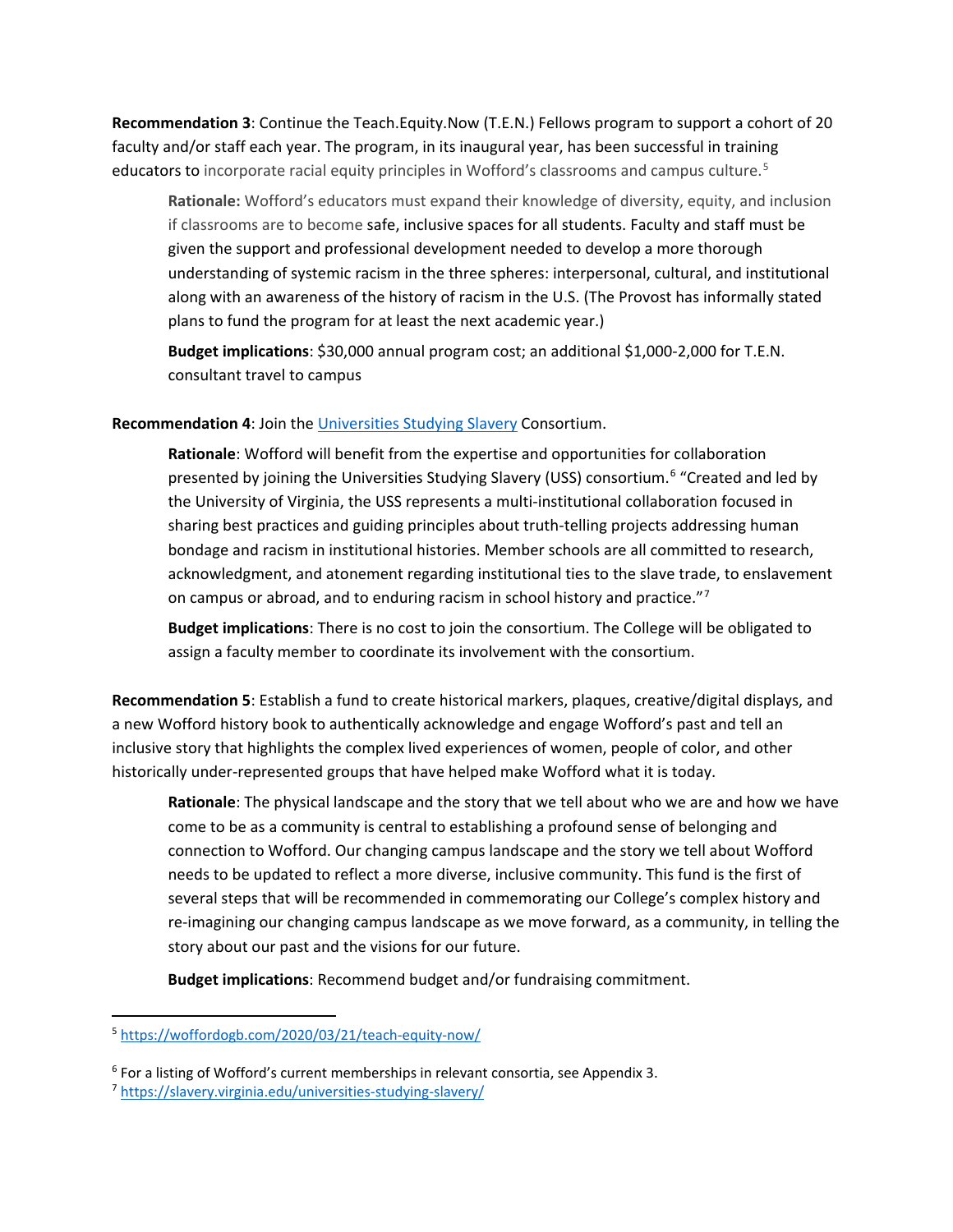**Recommendation 3**: Continue the Teach.Equity.Now (T.E.N.) Fellows program to support a cohort of 20 faculty and/or staff each year. The program, in its inaugural year, has been successful in training educators to incorporate racial equity principles in Wofford's classrooms and campus culture.[5]

> **Rationale:** Wofford's educators must expand their knowledge of diversity, equity, and inclusion if classrooms are to become safe, inclusive spaces for all students. Faculty and staff must be given the support and professional development needed to develop a more thorough understanding of systemic racism in the three spheres: interpersonal, cultural, and institutional along with an awareness of the history of racism in the U.S. (The Provost has informally stated plans to fund the program for at least the next academic year.)
>
> **Budget implications**: $30,000 annual program cost; an additional $1,000-2,000 for T.E.N. consultant travel to campus

**Recommendation 4**: Join the Universities Studying Slavery Consortium.

> **Rationale**: Wofford will benefit from the expertise and opportunities for collaboration presented by joining the Universities Studying Slavery (USS) consortium.[6] "Created and led by the University of Virginia, the USS represents a multi-institutional collaboration focused in sharing best practices and guiding principles about truth-telling projects addressing human bondage and racism in institutional histories. Member schools are all committed to research, acknowledgment, and atonement regarding institutional ties to the slave trade, to enslavement on campus or abroad, and to enduring racism in school history and practice."[7]
>
> **Budget implications**: There is no cost to join the consortium. The College will be obligated to assign a faculty member to coordinate its involvement with the consortium.

**Recommendation 5**: Establish a fund to create historical markers, plaques, creative/digital displays, and a new Wofford history book to authentically acknowledge and engage Wofford's past and tell an inclusive story that highlights the complex lived experiences of women, people of color, and other historically under-represented groups that have helped make Wofford what it is today.

> **Rationale**: The physical landscape and the story that we tell about who we are and how we have come to be as a community is central to establishing a profound sense of belonging and connection to Wofford. Our changing campus landscape and the story we tell about Wofford needs to be updated to reflect a more diverse, inclusive community. This fund is the first of several steps that will be recommended in commemorating our College's complex history and re-imagining our changing campus landscape as we move forward, as a community, in telling the story about our past and the visions for our future.
>
> **Budget implications**: Recommend budget and/or fundraising commitment.

---

[5] https://woffordogb.com/2020/03/21/teach-equity-now/

[6] For a listing of Wofford's current memberships in relevant consortia, see Appendix 3.

[7] https://slavery.virginia.edu/universities-studying-slavery/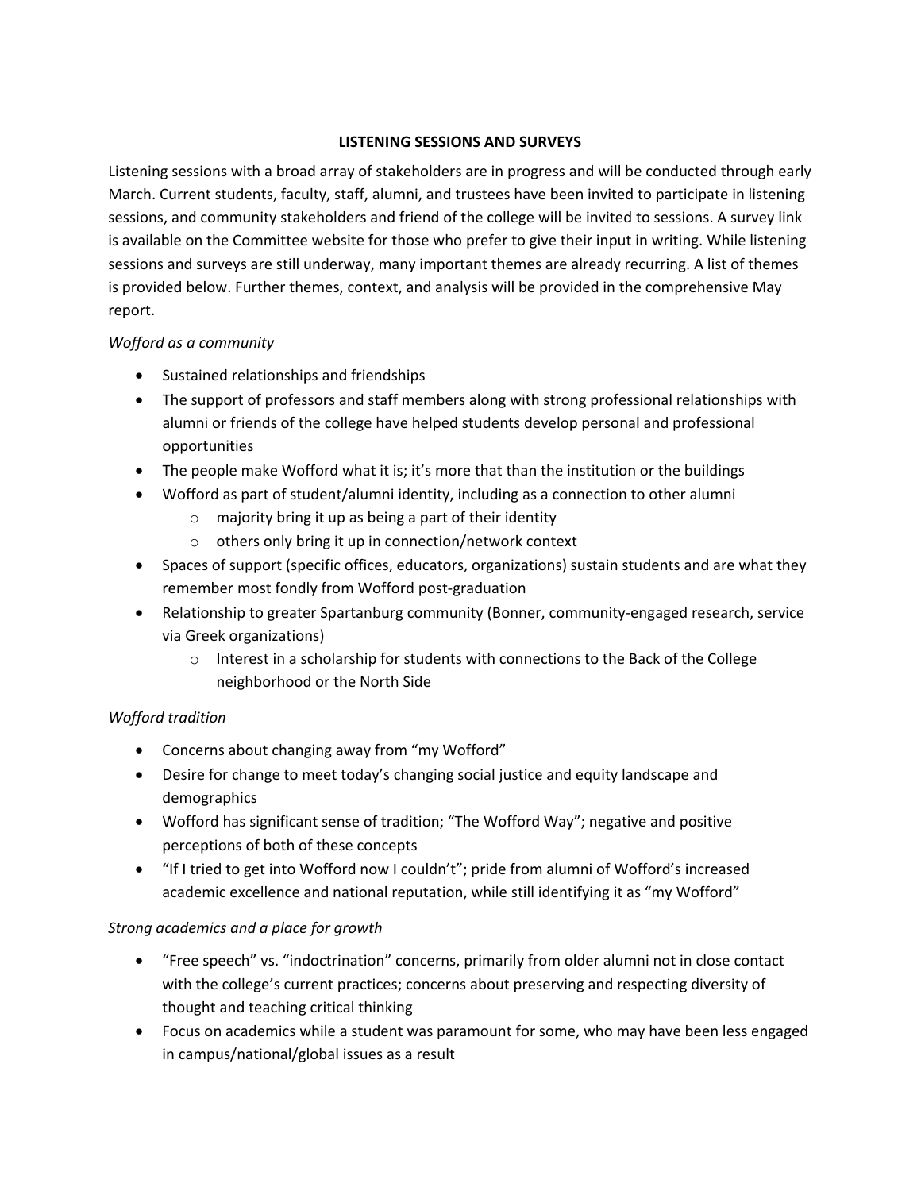## LISTENING SESSIONS AND SURVEYS

Listening sessions with a broad array of stakeholders are in progress and will be conducted through early March. Current students, faculty, staff, alumni, and trustees have been invited to participate in listening sessions, and community stakeholders and friend of the college will be invited to sessions. A survey link is available on the Committee website for those who prefer to give their input in writing. While listening sessions and surveys are still underway, many important themes are already recurring. A list of themes is provided below. Further themes, context, and analysis will be provided in the comprehensive May report.

*Wofford as a community*

- Sustained relationships and friendships
- The support of professors and staff members along with strong professional relationships with alumni or friends of the college have helped students develop personal and professional opportunities
- The people make Wofford what it is; it's more that than the institution or the buildings
- Wofford as part of student/alumni identity, including as a connection to other alumni
  - majority bring it up as being a part of their identity
  - others only bring it up in connection/network context
- Spaces of support (specific offices, educators, organizations) sustain students and are what they remember most fondly from Wofford post-graduation
- Relationship to greater Spartanburg community (Bonner, community-engaged research, service via Greek organizations)
  - Interest in a scholarship for students with connections to the Back of the College neighborhood or the North Side

*Wofford tradition*

- Concerns about changing away from "my Wofford"
- Desire for change to meet today's changing social justice and equity landscape and demographics
- Wofford has significant sense of tradition; "The Wofford Way"; negative and positive perceptions of both of these concepts
- "If I tried to get into Wofford now I couldn't"; pride from alumni of Wofford's increased academic excellence and national reputation, while still identifying it as "my Wofford"

*Strong academics and a place for growth*

- "Free speech" vs. "indoctrination" concerns, primarily from older alumni not in close contact with the college's current practices; concerns about preserving and respecting diversity of thought and teaching critical thinking
- Focus on academics while a student was paramount for some, who may have been less engaged in campus/national/global issues as a result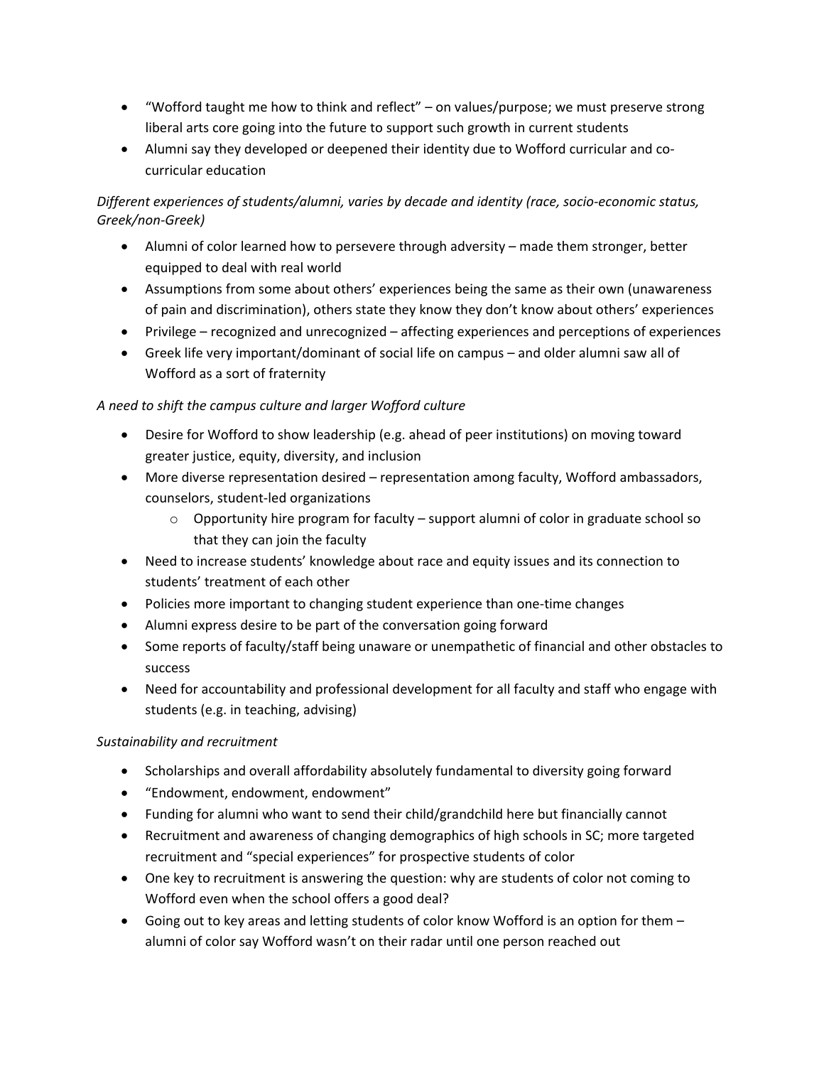- "Wofford taught me how to think and reflect" – on values/purpose; we must preserve strong liberal arts core going into the future to support such growth in current students
- Alumni say they developed or deepened their identity due to Wofford curricular and co-curricular education

*Different experiences of students/alumni, varies by decade and identity (race, socio-economic status, Greek/non-Greek)*

- Alumni of color learned how to persevere through adversity – made them stronger, better equipped to deal with real world
- Assumptions from some about others' experiences being the same as their own (unawareness of pain and discrimination), others state they know they don't know about others' experiences
- Privilege – recognized and unrecognized – affecting experiences and perceptions of experiences
- Greek life very important/dominant of social life on campus – and older alumni saw all of Wofford as a sort of fraternity

*A need to shift the campus culture and larger Wofford culture*

- Desire for Wofford to show leadership (e.g. ahead of peer institutions) on moving toward greater justice, equity, diversity, and inclusion
- More diverse representation desired – representation among faculty, Wofford ambassadors, counselors, student-led organizations
    - Opportunity hire program for faculty – support alumni of color in graduate school so that they can join the faculty
- Need to increase students' knowledge about race and equity issues and its connection to students' treatment of each other
- Policies more important to changing student experience than one-time changes
- Alumni express desire to be part of the conversation going forward
- Some reports of faculty/staff being unaware or unempathetic of financial and other obstacles to success
- Need for accountability and professional development for all faculty and staff who engage with students (e.g. in teaching, advising)

*Sustainability and recruitment*

- Scholarships and overall affordability absolutely fundamental to diversity going forward
- "Endowment, endowment, endowment"
- Funding for alumni who want to send their child/grandchild here but financially cannot
- Recruitment and awareness of changing demographics of high schools in SC; more targeted recruitment and "special experiences" for prospective students of color
- One key to recruitment is answering the question: why are students of color not coming to Wofford even when the school offers a good deal?
- Going out to key areas and letting students of color know Wofford is an option for them – alumni of color say Wofford wasn't on their radar until one person reached out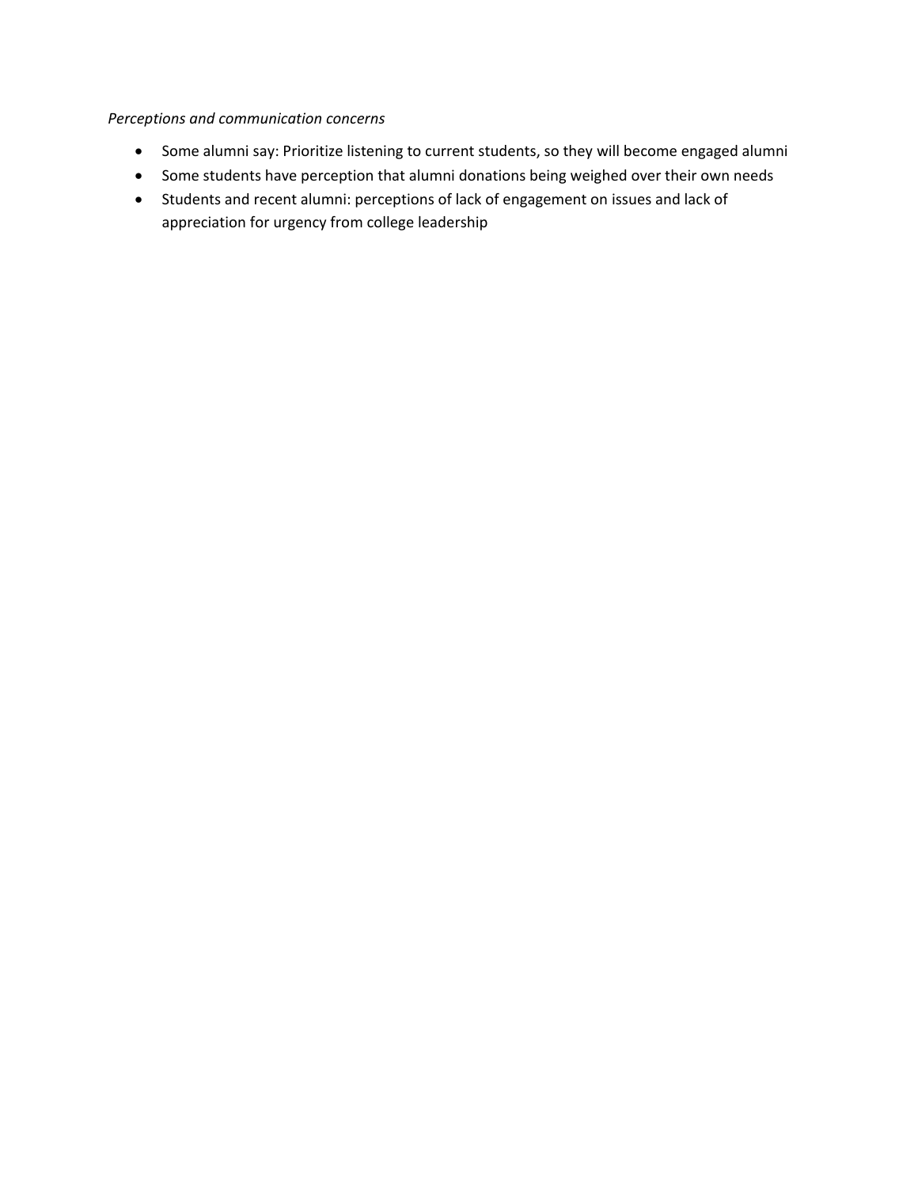*Perceptions and communication concerns*

- Some alumni say: Prioritize listening to current students, so they will become engaged alumni
- Some students have perception that alumni donations being weighed over their own needs
- Students and recent alumni: perceptions of lack of engagement on issues and lack of appreciation for urgency from college leadership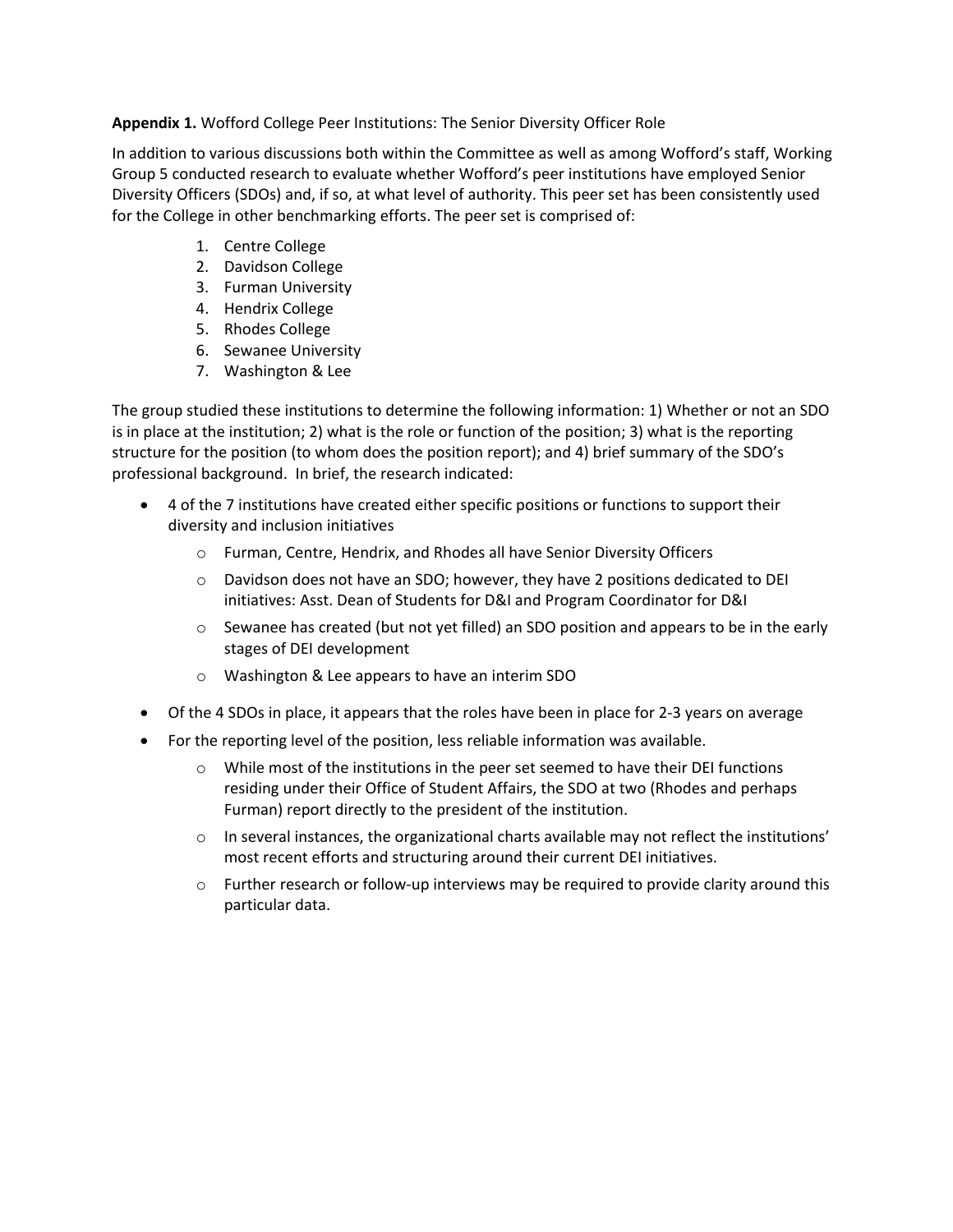**Appendix 1.** Wofford College Peer Institutions: The Senior Diversity Officer Role

In addition to various discussions both within the Committee as well as among Wofford's staff, Working Group 5 conducted research to evaluate whether Wofford's peer institutions have employed Senior Diversity Officers (SDOs) and, if so, at what level of authority. This peer set has been consistently used for the College in other benchmarking efforts. The peer set is comprised of:

1. Centre College
2. Davidson College
3. Furman University
4. Hendrix College
5. Rhodes College
6. Sewanee University
7. Washington & Lee

The group studied these institutions to determine the following information: 1) Whether or not an SDO is in place at the institution; 2) what is the role or function of the position; 3) what is the reporting structure for the position (to whom does the position report); and 4) brief summary of the SDO's professional background. In brief, the research indicated:

- 4 of the 7 institutions have created either specific positions or functions to support their diversity and inclusion initiatives
  - Furman, Centre, Hendrix, and Rhodes all have Senior Diversity Officers
  - Davidson does not have an SDO; however, they have 2 positions dedicated to DEI initiatives: Asst. Dean of Students for D&I and Program Coordinator for D&I
  - Sewanee has created (but not yet filled) an SDO position and appears to be in the early stages of DEI development
  - Washington & Lee appears to have an interim SDO
- Of the 4 SDOs in place, it appears that the roles have been in place for 2-3 years on average
- For the reporting level of the position, less reliable information was available.
  - While most of the institutions in the peer set seemed to have their DEI functions residing under their Office of Student Affairs, the SDO at two (Rhodes and perhaps Furman) report directly to the president of the institution.
  - In several instances, the organizational charts available may not reflect the institutions' most recent efforts and structuring around their current DEI initiatives.
  - Further research or follow-up interviews may be required to provide clarity around this particular data.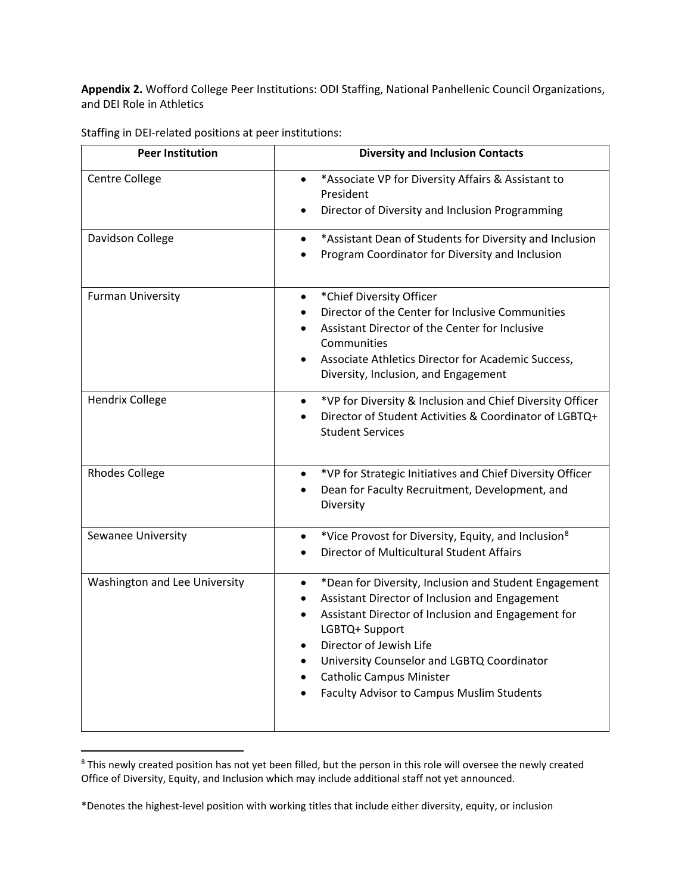**Appendix 2.** Wofford College Peer Institutions: ODI Staffing, National Panhellenic Council Organizations, and DEI Role in Athletics

Staffing in DEI-related positions at peer institutions:

| Peer Institution | Diversity and Inclusion Contacts |
|---|---|
| Centre College | • *Associate VP for Diversity Affairs & Assistant to President<br>• Director of Diversity and Inclusion Programming |
| Davidson College | • *Assistant Dean of Students for Diversity and Inclusion<br>• Program Coordinator for Diversity and Inclusion |
| Furman University | • *Chief Diversity Officer<br>• Director of the Center for Inclusive Communities<br>• Assistant Director of the Center for Inclusive Communities<br>• Associate Athletics Director for Academic Success, Diversity, Inclusion, and Engagement |
| Hendrix College | • *VP for Diversity & Inclusion and Chief Diversity Officer<br>• Director of Student Activities & Coordinator of LGBTQ+ Student Services |
| Rhodes College | • *VP for Strategic Initiatives and Chief Diversity Officer<br>• Dean for Faculty Recruitment, Development, and Diversity |
| Sewanee University | • *Vice Provost for Diversity, Equity, and Inclusion[8]<br>• Director of Multicultural Student Affairs |
| Washington and Lee University | • *Dean for Diversity, Inclusion and Student Engagement<br>• Assistant Director of Inclusion and Engagement<br>• Assistant Director of Inclusion and Engagement for LGBTQ+ Support<br>• Director of Jewish Life<br>• University Counselor and LGBTQ Coordinator<br>• Catholic Campus Minister<br>• Faculty Advisor to Campus Muslim Students |

[8] This newly created position has not yet been filled, but the person in this role will oversee the newly created Office of Diversity, Equity, and Inclusion which may include additional staff not yet announced.

*Denotes the highest-level position with working titles that include either diversity, equity, or inclusion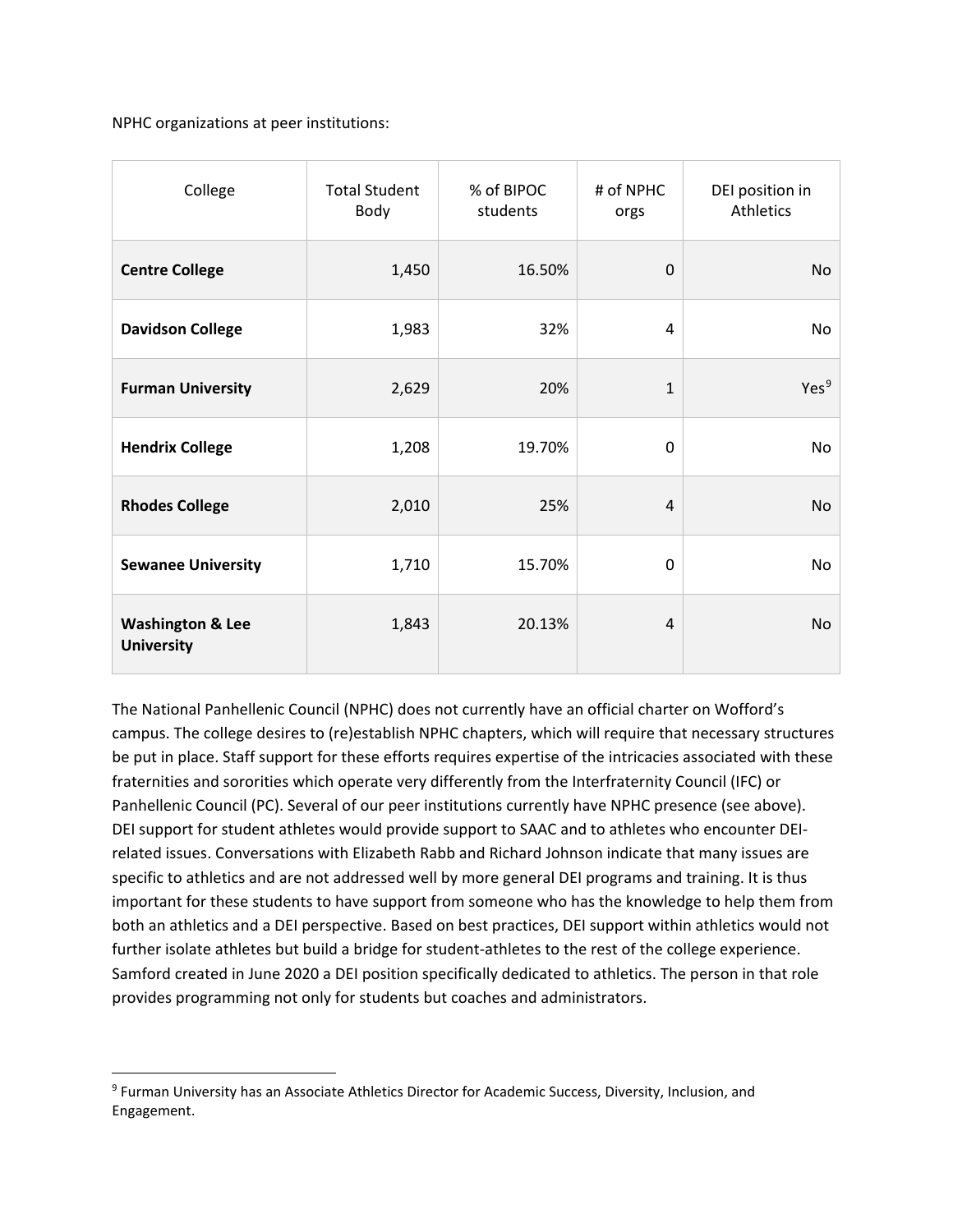NPHC organizations at peer institutions:

| College | Total Student Body | % of BIPOC students | # of NPHC orgs | DEI position in Athletics |
|---|---|---|---|---|
| **Centre College** | 1,450 | 16.50% | 0 | No |
| **Davidson College** | 1,983 | 32% | 4 | No |
| **Furman University** | 2,629 | 20% | 1 | Yes[9] |
| **Hendrix College** | 1,208 | 19.70% | 0 | No |
| **Rhodes College** | 2,010 | 25% | 4 | No |
| **Sewanee University** | 1,710 | 15.70% | 0 | No |
| **Washington & Lee University** | 1,843 | 20.13% | 4 | No |

The National Panhellenic Council (NPHC) does not currently have an official charter on Wofford's campus. The college desires to (re)establish NPHC chapters, which will require that necessary structures be put in place. Staff support for these efforts requires expertise of the intricacies associated with these fraternities and sororities which operate very differently from the Interfraternity Council (IFC) or Panhellenic Council (PC). Several of our peer institutions currently have NPHC presence (see above). DEI support for student athletes would provide support to SAAC and to athletes who encounter DEI-related issues. Conversations with Elizabeth Rabb and Richard Johnson indicate that many issues are specific to athletics and are not addressed well by more general DEI programs and training. It is thus important for these students to have support from someone who has the knowledge to help them from both an athletics and a DEI perspective. Based on best practices, DEI support within athletics would not further isolate athletes but build a bridge for student-athletes to the rest of the college experience. Samford created in June 2020 a DEI position specifically dedicated to athletics. The person in that role provides programming not only for students but coaches and administrators.

[9] Furman University has an Associate Athletics Director for Academic Success, Diversity, Inclusion, and Engagement.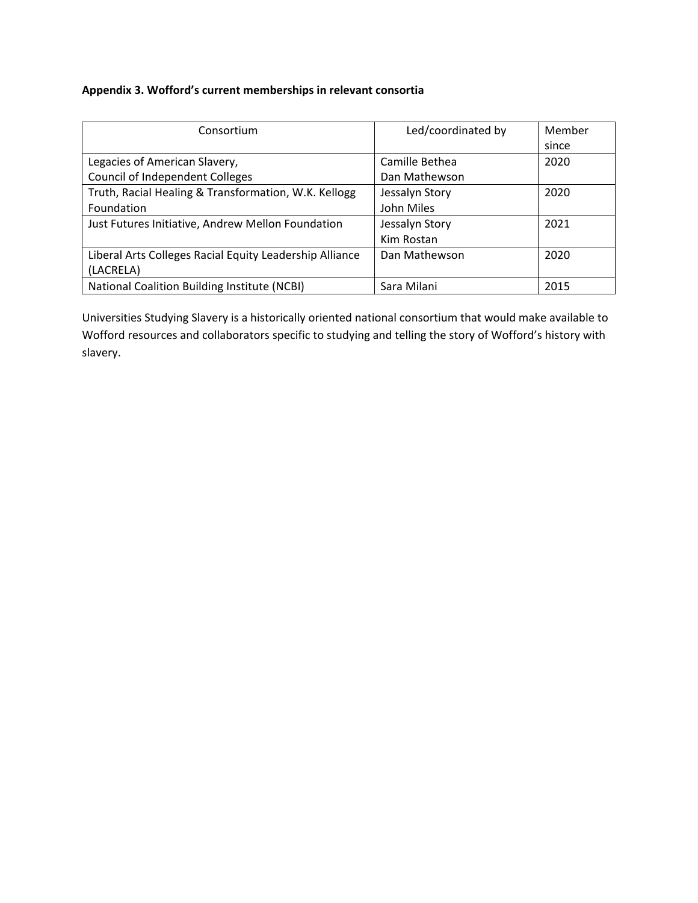**Appendix 3. Wofford's current memberships in relevant consortia**

| Consortium | Led/coordinated by | Member since |
|---|---|---|
| Legacies of American Slavery, Council of Independent Colleges | Camille Bethea<br>Dan Mathewson | 2020 |
| Truth, Racial Healing & Transformation, W.K. Kellogg Foundation | Jessalyn Story<br>John Miles | 2020 |
| Just Futures Initiative, Andrew Mellon Foundation | Jessalyn Story<br>Kim Rostan | 2021 |
| Liberal Arts Colleges Racial Equity Leadership Alliance (LACRELA) | Dan Mathewson | 2020 |
| National Coalition Building Institute (NCBI) | Sara Milani | 2015 |

Universities Studying Slavery is a historically oriented national consortium that would make available to Wofford resources and collaborators specific to studying and telling the story of Wofford's history with slavery.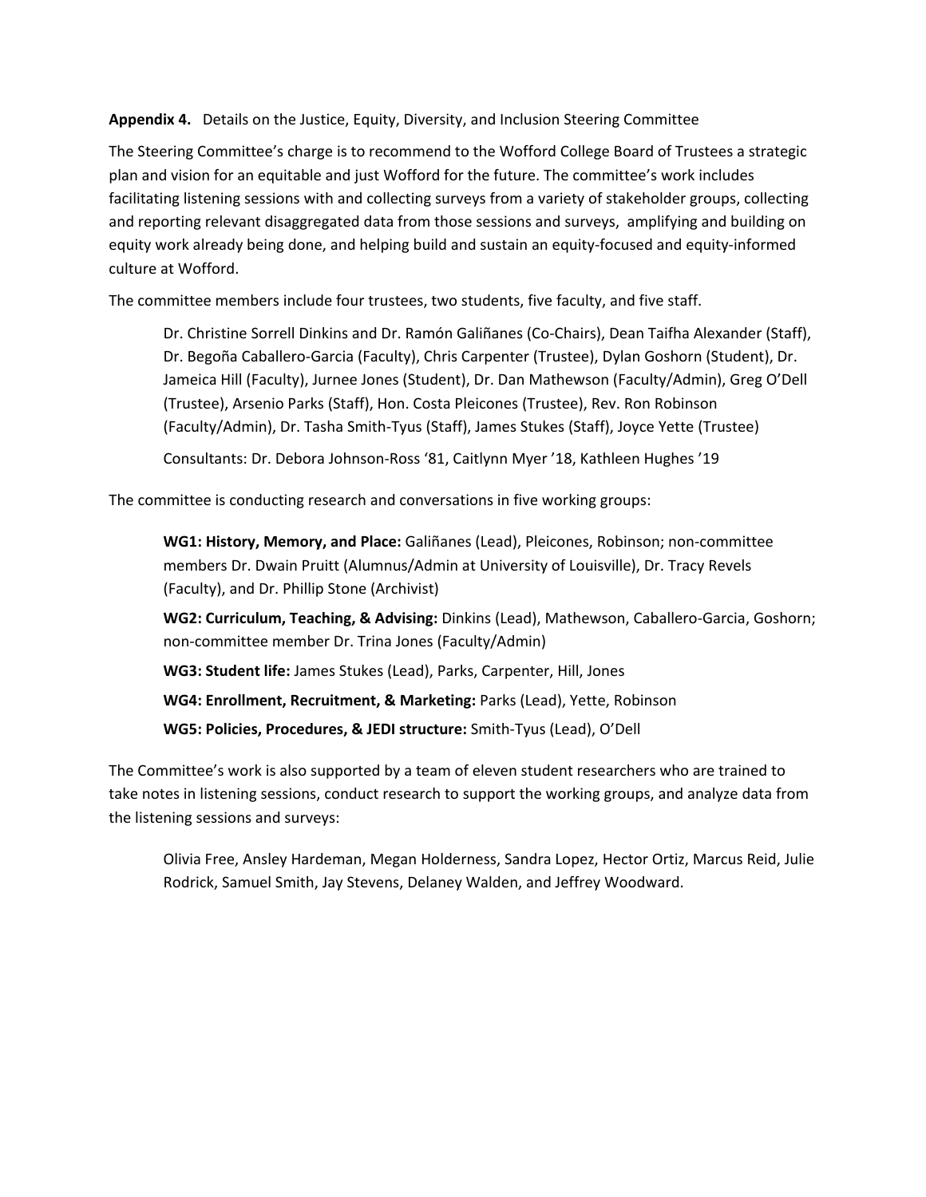**Appendix 4.** Details on the Justice, Equity, Diversity, and Inclusion Steering Committee

The Steering Committee's charge is to recommend to the Wofford College Board of Trustees a strategic plan and vision for an equitable and just Wofford for the future. The committee's work includes facilitating listening sessions with and collecting surveys from a variety of stakeholder groups, collecting and reporting relevant disaggregated data from those sessions and surveys, amplifying and building on equity work already being done, and helping build and sustain an equity-focused and equity-informed culture at Wofford.

The committee members include four trustees, two students, five faculty, and five staff.

> Dr. Christine Sorrell Dinkins and Dr. Ramón Galiñanes (Co-Chairs), Dean Taifha Alexander (Staff), Dr. Begoña Caballero-Garcia (Faculty), Chris Carpenter (Trustee), Dylan Goshorn (Student), Dr. Jameica Hill (Faculty), Jurnee Jones (Student), Dr. Dan Mathewson (Faculty/Admin), Greg O'Dell (Trustee), Arsenio Parks (Staff), Hon. Costa Pleicones (Trustee), Rev. Ron Robinson (Faculty/Admin), Dr. Tasha Smith-Tyus (Staff), James Stukes (Staff), Joyce Yette (Trustee)
>
> Consultants: Dr. Debora Johnson-Ross '81, Caitlynn Myer '18, Kathleen Hughes '19

The committee is conducting research and conversations in five working groups:

> **WG1: History, Memory, and Place:** Galiñanes (Lead), Pleicones, Robinson; non-committee members Dr. Dwain Pruitt (Alumnus/Admin at University of Louisville), Dr. Tracy Revels (Faculty), and Dr. Phillip Stone (Archivist)
>
> **WG2: Curriculum, Teaching, & Advising:** Dinkins (Lead), Mathewson, Caballero-Garcia, Goshorn; non-committee member Dr. Trina Jones (Faculty/Admin)
>
> **WG3: Student life:** James Stukes (Lead), Parks, Carpenter, Hill, Jones
>
> **WG4: Enrollment, Recruitment, & Marketing:** Parks (Lead), Yette, Robinson
>
> **WG5: Policies, Procedures, & JEDI structure:** Smith-Tyus (Lead), O'Dell

The Committee's work is also supported by a team of eleven student researchers who are trained to take notes in listening sessions, conduct research to support the working groups, and analyze data from the listening sessions and surveys:

> Olivia Free, Ansley Hardeman, Megan Holderness, Sandra Lopez, Hector Ortiz, Marcus Reid, Julie Rodrick, Samuel Smith, Jay Stevens, Delaney Walden, and Jeffrey Woodward.